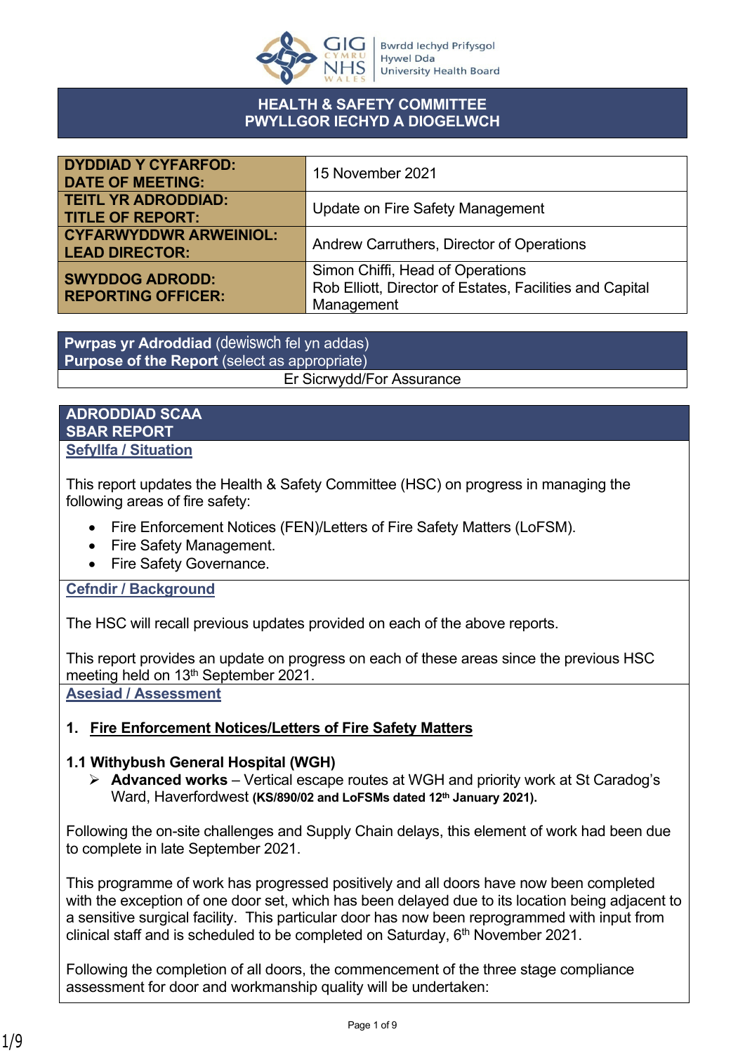Bwrdd Iechyd Prifysgol Hywel Dda University Health Board

# HEALTH & SAFETY COMMITTEE
# PWYLLGOR IECHYD A DIOGELWCH

| | |
|---|---|
| **DYDDIAD Y CYFARFOD: DATE OF MEETING:** | 15 November 2021 |
| **TEITL YR ADRODDIAD: TITLE OF REPORT:** | Update on Fire Safety Management |
| **CYFARWYDDWR ARWEINIOL: LEAD DIRECTOR:** | Andrew Carruthers, Director of Operations |
| **SWYDDOG ADRODD: REPORTING OFFICER:** | Simon Chiffi, Head of Operations<br>Rob Elliott, Director of Estates, Facilities and Capital Management |

| **Pwrpas yr Adroddiad** (dewiswch fel yn addas)<br>**Purpose of the Report** (select as appropriate) |
|---|
| Er Sicrwydd/For Assurance |

## ADRODDIAD SCAA
## SBAR REPORT

### Sefyllfa / Situation

This report updates the Health & Safety Committee (HSC) on progress in managing the following areas of fire safety:

- Fire Enforcement Notices (FEN)/Letters of Fire Safety Matters (LoFSM).
- Fire Safety Management.
- Fire Safety Governance.

### Cefndir / Background

The HSC will recall previous updates provided on each of the above reports.

This report provides an update on progress on each of these areas since the previous HSC meeting held on 13th September 2021.

### Asesiad / Assessment

#### 1. Fire Enforcement Notices/Letters of Fire Safety Matters

#### 1.1 Withybush General Hospital (WGH)

➢ **Advanced works** – Vertical escape routes at WGH and priority work at St Caradog's Ward, Haverfordwest **(KS/890/02 and LoFSMs dated 12th January 2021).**

Following the on-site challenges and Supply Chain delays, this element of work had been due to complete in late September 2021.

This programme of work has progressed positively and all doors have now been completed with the exception of one door set, which has been delayed due to its location being adjacent to a sensitive surgical facility. This particular door has now been reprogrammed with input from clinical staff and is scheduled to be completed on Saturday, 6th November 2021.

Following the completion of all doors, the commencement of the three stage compliance assessment for door and workmanship quality will be undertaken: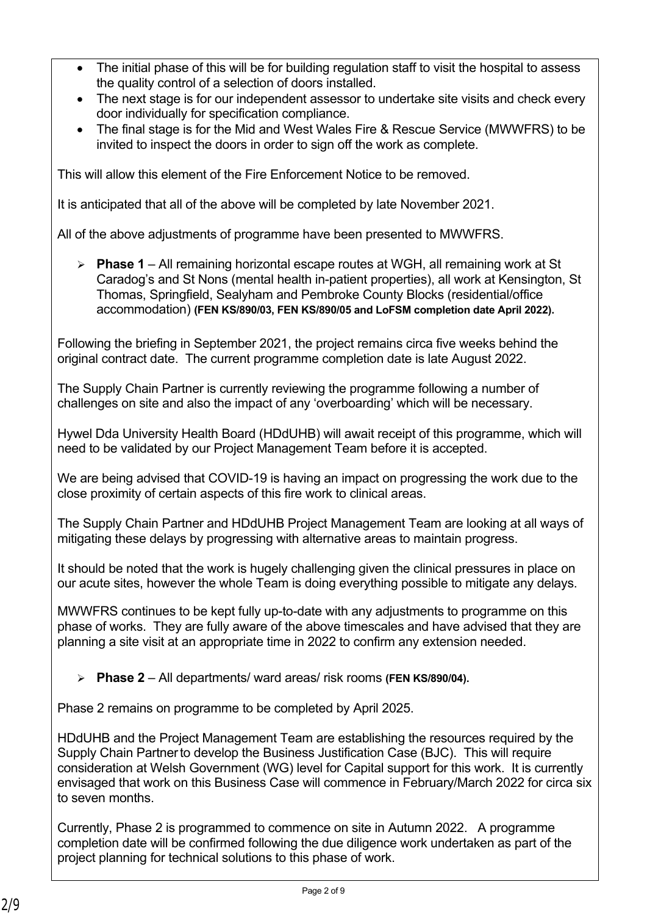- The initial phase of this will be for building regulation staff to visit the hospital to assess the quality control of a selection of doors installed.
- The next stage is for our independent assessor to undertake site visits and check every door individually for specification compliance.
- The final stage is for the Mid and West Wales Fire & Rescue Service (MWWFRS) to be invited to inspect the doors in order to sign off the work as complete.

This will allow this element of the Fire Enforcement Notice to be removed.

It is anticipated that all of the above will be completed by late November 2021.

All of the above adjustments of programme have been presented to MWWFRS.

- **Phase 1** – All remaining horizontal escape routes at WGH, all remaining work at St Caradog's and St Nons (mental health in-patient properties), all work at Kensington, St Thomas, Springfield, Sealyham and Pembroke County Blocks (residential/office accommodation) **(FEN KS/890/03, FEN KS/890/05 and LoFSM completion date April 2022).**

Following the briefing in September 2021, the project remains circa five weeks behind the original contract date. The current programme completion date is late August 2022.

The Supply Chain Partner is currently reviewing the programme following a number of challenges on site and also the impact of any 'overboarding' which will be necessary.

Hywel Dda University Health Board (HDdUHB) will await receipt of this programme, which will need to be validated by our Project Management Team before it is accepted.

We are being advised that COVID-19 is having an impact on progressing the work due to the close proximity of certain aspects of this fire work to clinical areas.

The Supply Chain Partner and HDdUHB Project Management Team are looking at all ways of mitigating these delays by progressing with alternative areas to maintain progress.

It should be noted that the work is hugely challenging given the clinical pressures in place on our acute sites, however the whole Team is doing everything possible to mitigate any delays.

MWWFRS continues to be kept fully up-to-date with any adjustments to programme on this phase of works. They are fully aware of the above timescales and have advised that they are planning a site visit at an appropriate time in 2022 to confirm any extension needed.

- **Phase 2** – All departments/ ward areas/ risk rooms **(FEN KS/890/04).**

Phase 2 remains on programme to be completed by April 2025.

HDdUHB and the Project Management Team are establishing the resources required by the Supply Chain Partner to develop the Business Justification Case (BJC). This will require consideration at Welsh Government (WG) level for Capital support for this work. It is currently envisaged that work on this Business Case will commence in February/March 2022 for circa six to seven months.

Currently, Phase 2 is programmed to commence on site in Autumn 2022. A programme completion date will be confirmed following the due diligence work undertaken as part of the project planning for technical solutions to this phase of work.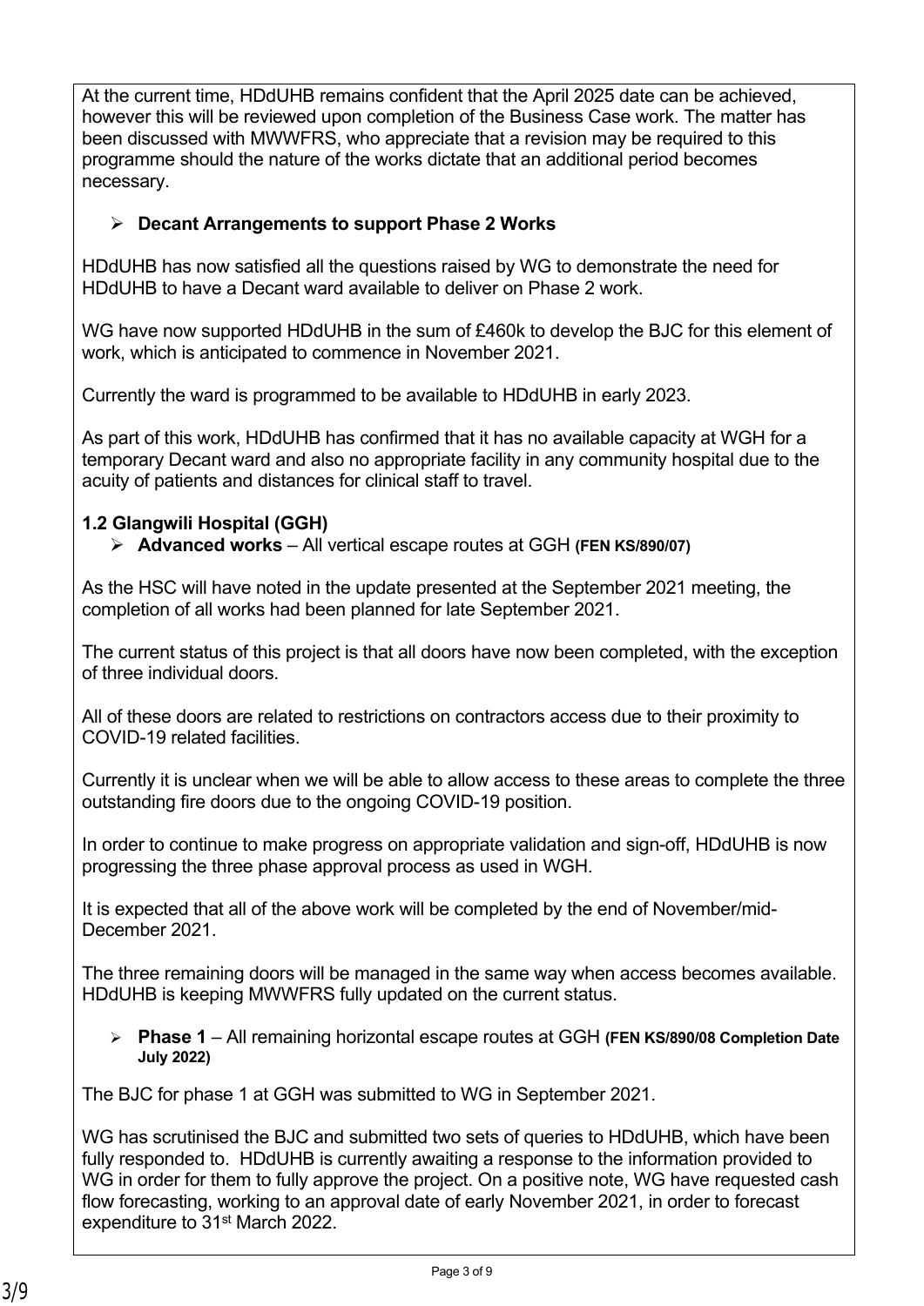At the current time, HDdUHB remains confident that the April 2025 date can be achieved, however this will be reviewed upon completion of the Business Case work. The matter has been discussed with MWWFRS, who appreciate that a revision may be required to this programme should the nature of the works dictate that an additional period becomes necessary.

- **Decant Arrangements to support Phase 2 Works**

HDdUHB has now satisfied all the questions raised by WG to demonstrate the need for HDdUHB to have a Decant ward available to deliver on Phase 2 work.

WG have now supported HDdUHB in the sum of £460k to develop the BJC for this element of work, which is anticipated to commence in November 2021.

Currently the ward is programmed to be available to HDdUHB in early 2023.

As part of this work, HDdUHB has confirmed that it has no available capacity at WGH for a temporary Decant ward and also no appropriate facility in any community hospital due to the acuity of patients and distances for clinical staff to travel.

**1.2 Glangwili Hospital (GGH)**

- **Advanced works** – All vertical escape routes at GGH **(FEN KS/890/07)**

As the HSC will have noted in the update presented at the September 2021 meeting, the completion of all works had been planned for late September 2021.

The current status of this project is that all doors have now been completed, with the exception of three individual doors.

All of these doors are related to restrictions on contractors access due to their proximity to COVID-19 related facilities.

Currently it is unclear when we will be able to allow access to these areas to complete the three outstanding fire doors due to the ongoing COVID-19 position.

In order to continue to make progress on appropriate validation and sign-off, HDdUHB is now progressing the three phase approval process as used in WGH.

It is expected that all of the above work will be completed by the end of November/mid-December 2021.

The three remaining doors will be managed in the same way when access becomes available. HDdUHB is keeping MWWFRS fully updated on the current status.

- **Phase 1** – All remaining horizontal escape routes at GGH **(FEN KS/890/08 Completion Date July 2022)**

The BJC for phase 1 at GGH was submitted to WG in September 2021.

WG has scrutinised the BJC and submitted two sets of queries to HDdUHB, which have been fully responded to. HDdUHB is currently awaiting a response to the information provided to WG in order for them to fully approve the project. On a positive note, WG have requested cash flow forecasting, working to an approval date of early November 2021, in order to forecast expenditure to 31st March 2022.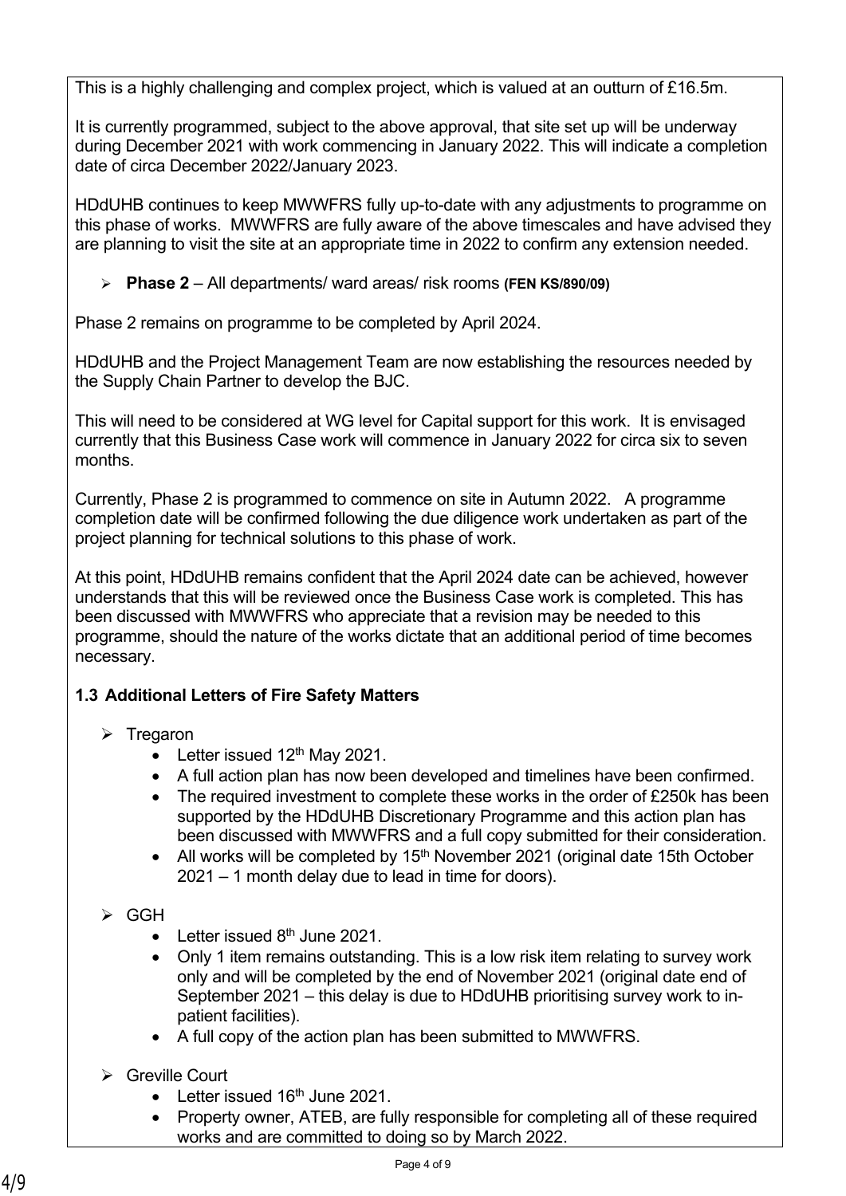This is a highly challenging and complex project, which is valued at an outturn of £16.5m.

It is currently programmed, subject to the above approval, that site set up will be underway during December 2021 with work commencing in January 2022. This will indicate a completion date of circa December 2022/January 2023.

HDdUHB continues to keep MWWFRS fully up-to-date with any adjustments to programme on this phase of works. MWWFRS are fully aware of the above timescales and have advised they are planning to visit the site at an appropriate time in 2022 to confirm any extension needed.

- **Phase 2** – All departments/ ward areas/ risk rooms **(FEN KS/890/09)**

Phase 2 remains on programme to be completed by April 2024.

HDdUHB and the Project Management Team are now establishing the resources needed by the Supply Chain Partner to develop the BJC.

This will need to be considered at WG level for Capital support for this work. It is envisaged currently that this Business Case work will commence in January 2022 for circa six to seven months.

Currently, Phase 2 is programmed to commence on site in Autumn 2022. A programme completion date will be confirmed following the due diligence work undertaken as part of the project planning for technical solutions to this phase of work.

At this point, HDdUHB remains confident that the April 2024 date can be achieved, however understands that this will be reviewed once the Business Case work is completed. This has been discussed with MWWFRS who appreciate that a revision may be needed to this programme, should the nature of the works dictate that an additional period of time becomes necessary.

### 1.3 Additional Letters of Fire Safety Matters

- Tregaron
  - Letter issued 12th May 2021.
  - A full action plan has now been developed and timelines have been confirmed.
  - The required investment to complete these works in the order of £250k has been supported by the HDdUHB Discretionary Programme and this action plan has been discussed with MWWFRS and a full copy submitted for their consideration.
  - All works will be completed by 15th November 2021 (original date 15th October 2021 – 1 month delay due to lead in time for doors).

- GGH
  - Letter issued 8th June 2021.
  - Only 1 item remains outstanding. This is a low risk item relating to survey work only and will be completed by the end of November 2021 (original date end of September 2021 – this delay is due to HDdUHB prioritising survey work to in-patient facilities).
  - A full copy of the action plan has been submitted to MWWFRS.

- Greville Court
  - Letter issued 16th June 2021.
  - Property owner, ATEB, are fully responsible for completing all of these required works and are committed to doing so by March 2022.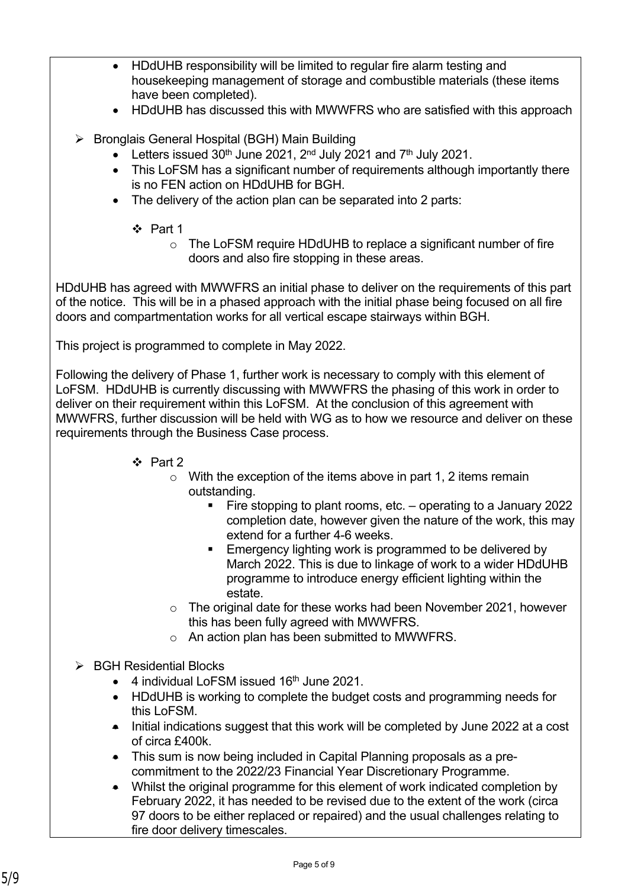- HDdUHB responsibility will be limited to regular fire alarm testing and housekeeping management of storage and combustible materials (these items have been completed).
- HDdUHB has discussed this with MWWFRS who are satisfied with this approach

- Bronglais General Hospital (BGH) Main Building
  - Letters issued 30th June 2021, 2nd July 2021 and 7th July 2021.
  - This LoFSM has a significant number of requirements although importantly there is no FEN action on HDdUHB for BGH.
  - The delivery of the action plan can be separated into 2 parts:
    - Part 1
      - The LoFSM require HDdUHB to replace a significant number of fire doors and also fire stopping in these areas.

HDdUHB has agreed with MWWFRS an initial phase to deliver on the requirements of this part of the notice. This will be in a phased approach with the initial phase being focused on all fire doors and compartmentation works for all vertical escape stairways within BGH.

This project is programmed to complete in May 2022.

Following the delivery of Phase 1, further work is necessary to comply with this element of LoFSM. HDdUHB is currently discussing with MWWFRS the phasing of this work in order to deliver on their requirement within this LoFSM. At the conclusion of this agreement with MWWFRS, further discussion will be held with WG as to how we resource and deliver on these requirements through the Business Case process.

- Part 2
  - With the exception of the items above in part 1, 2 items remain outstanding.
    - Fire stopping to plant rooms, etc. – operating to a January 2022 completion date, however given the nature of the work, this may extend for a further 4-6 weeks.
    - Emergency lighting work is programmed to be delivered by March 2022. This is due to linkage of work to a wider HDdUHB programme to introduce energy efficient lighting within the estate.
  - The original date for these works had been November 2021, however this has been fully agreed with MWWFRS.
  - An action plan has been submitted to MWWFRS.

- BGH Residential Blocks
  - 4 individual LoFSM issued 16th June 2021.
  - HDdUHB is working to complete the budget costs and programming needs for this LoFSM.
  - Initial indications suggest that this work will be completed by June 2022 at a cost of circa £400k.
  - This sum is now being included in Capital Planning proposals as a pre-commitment to the 2022/23 Financial Year Discretionary Programme.
  - Whilst the original programme for this element of work indicated completion by February 2022, it has needed to be revised due to the extent of the work (circa 97 doors to be either replaced or repaired) and the usual challenges relating to fire door delivery timescales.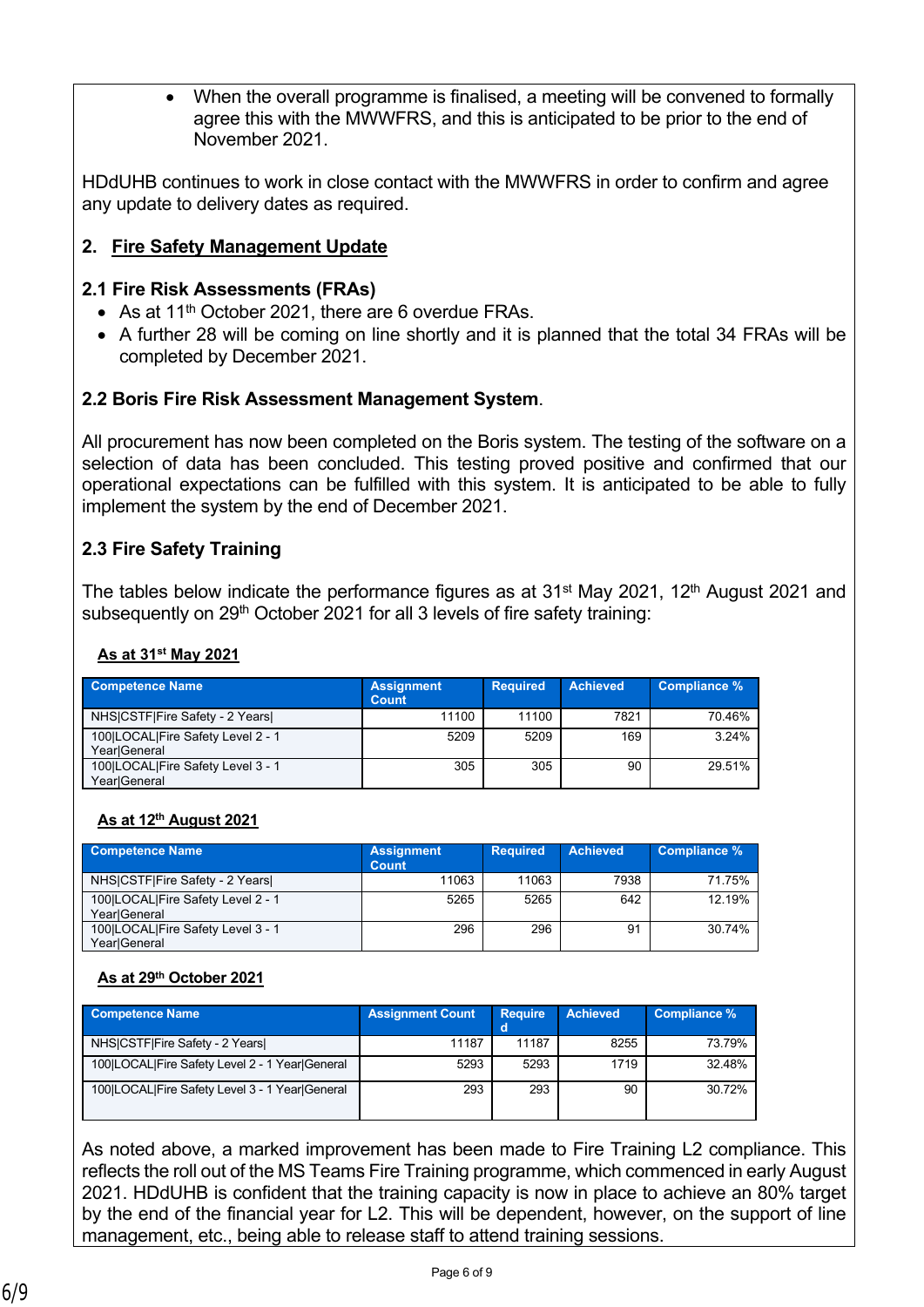- When the overall programme is finalised, a meeting will be convened to formally agree this with the MWWFRS, and this is anticipated to be prior to the end of November 2021.

HDdUHB continues to work in close contact with the MWWFRS in order to confirm and agree any update to delivery dates as required.

## 2. Fire Safety Management Update

### 2.1 Fire Risk Assessments (FRAs)

- As at 11th October 2021, there are 6 overdue FRAs.
- A further 28 will be coming on line shortly and it is planned that the total 34 FRAs will be completed by December 2021.

### 2.2 Boris Fire Risk Assessment Management System.

All procurement has now been completed on the Boris system. The testing of the software on a selection of data has been concluded. This testing proved positive and confirmed that our operational expectations can be fulfilled with this system. It is anticipated to be able to fully implement the system by the end of December 2021.

### 2.3 Fire Safety Training

The tables below indicate the performance figures as at 31st May 2021, 12th August 2021 and subsequently on 29th October 2021 for all 3 levels of fire safety training:

**As at 31st May 2021**

| Competence Name | Assignment Count | Required | Achieved | Compliance % |
|---|---|---|---|---|
| NHS\|CSTF\|Fire Safety - 2 Years\| | 11100 | 11100 | 7821 | 70.46% |
| 100\|LOCAL\|Fire Safety Level 2 - 1 Year\|General | 5209 | 5209 | 169 | 3.24% |
| 100\|LOCAL\|Fire Safety Level 3 - 1 Year\|General | 305 | 305 | 90 | 29.51% |

**As at 12th August 2021**

| Competence Name | Assignment Count | Required | Achieved | Compliance % |
|---|---|---|---|---|
| NHS\|CSTF\|Fire Safety - 2 Years\| | 11063 | 11063 | 7938 | 71.75% |
| 100\|LOCAL\|Fire Safety Level 2 - 1 Year\|General | 5265 | 5265 | 642 | 12.19% |
| 100\|LOCAL\|Fire Safety Level 3 - 1 Year\|General | 296 | 296 | 91 | 30.74% |

**As at 29th October 2021**

| Competence Name | Assignment Count | Required | Achieved | Compliance % |
|---|---|---|---|---|
| NHS\|CSTF\|Fire Safety - 2 Years\| | 11187 | 11187 | 8255 | 73.79% |
| 100\|LOCAL\|Fire Safety Level 2 - 1 Year\|General | 5293 | 5293 | 1719 | 32.48% |
| 100\|LOCAL\|Fire Safety Level 3 - 1 Year\|General | 293 | 293 | 90 | 30.72% |

As noted above, a marked improvement has been made to Fire Training L2 compliance. This reflects the roll out of the MS Teams Fire Training programme, which commenced in early August 2021. HDdUHB is confident that the training capacity is now in place to achieve an 80% target by the end of the financial year for L2. This will be dependent, however, on the support of line management, etc., being able to release staff to attend training sessions.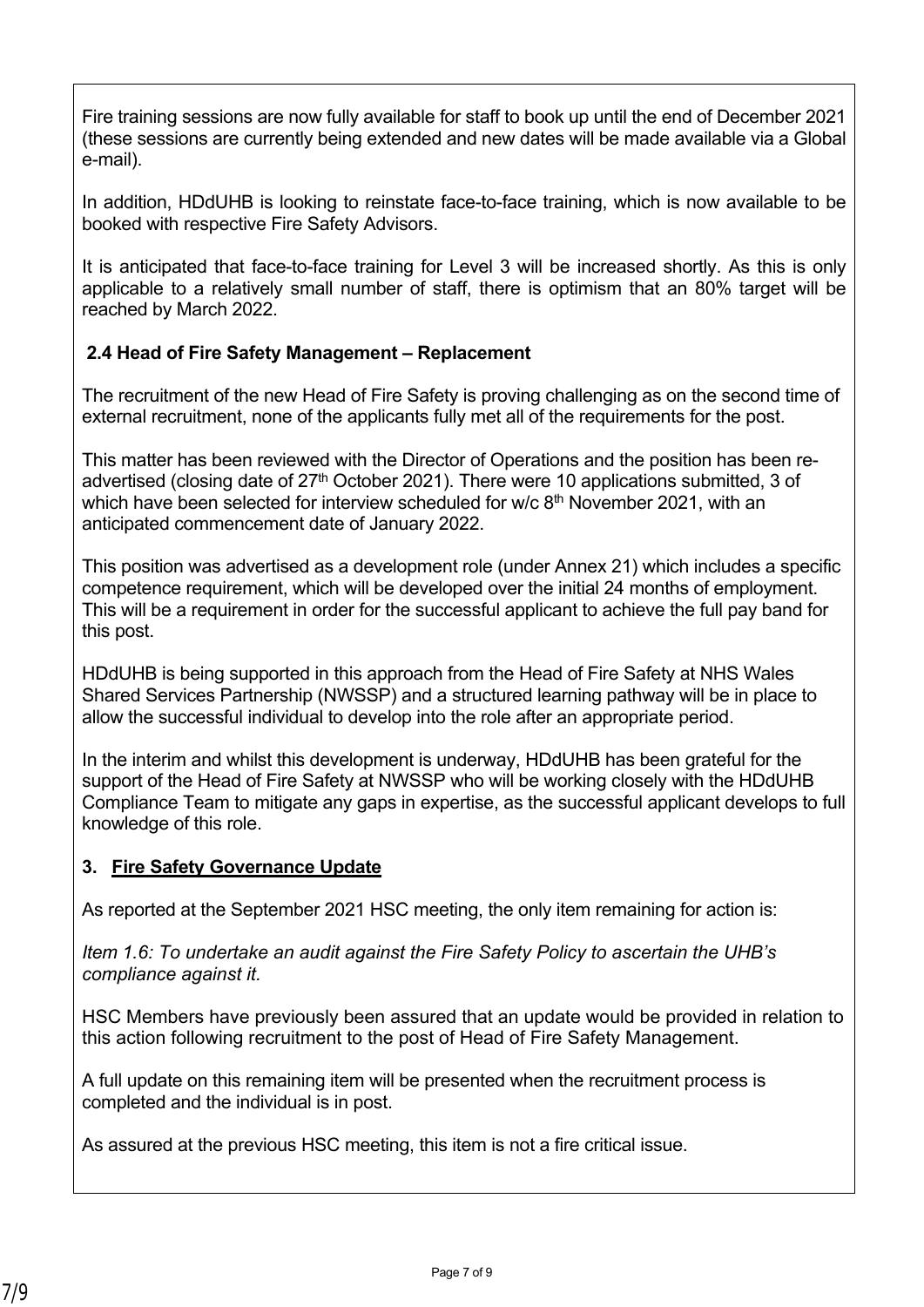Fire training sessions are now fully available for staff to book up until the end of December 2021 (these sessions are currently being extended and new dates will be made available via a Global e-mail).

In addition, HDdUHB is looking to reinstate face-to-face training, which is now available to be booked with respective Fire Safety Advisors.

It is anticipated that face-to-face training for Level 3 will be increased shortly. As this is only applicable to a relatively small number of staff, there is optimism that an 80% target will be reached by March 2022.

### 2.4 Head of Fire Safety Management – Replacement

The recruitment of the new Head of Fire Safety is proving challenging as on the second time of external recruitment, none of the applicants fully met all of the requirements for the post.

This matter has been reviewed with the Director of Operations and the position has been re-advertised (closing date of 27th October 2021). There were 10 applications submitted, 3 of which have been selected for interview scheduled for w/c 8th November 2021, with an anticipated commencement date of January 2022.

This position was advertised as a development role (under Annex 21) which includes a specific competence requirement, which will be developed over the initial 24 months of employment. This will be a requirement in order for the successful applicant to achieve the full pay band for this post.

HDdUHB is being supported in this approach from the Head of Fire Safety at NHS Wales Shared Services Partnership (NWSSP) and a structured learning pathway will be in place to allow the successful individual to develop into the role after an appropriate period.

In the interim and whilst this development is underway, HDdUHB has been grateful for the support of the Head of Fire Safety at NWSSP who will be working closely with the HDdUHB Compliance Team to mitigate any gaps in expertise, as the successful applicant develops to full knowledge of this role.

## 3. Fire Safety Governance Update

As reported at the September 2021 HSC meeting, the only item remaining for action is:

*Item 1.6: To undertake an audit against the Fire Safety Policy to ascertain the UHB's compliance against it.*

HSC Members have previously been assured that an update would be provided in relation to this action following recruitment to the post of Head of Fire Safety Management.

A full update on this remaining item will be presented when the recruitment process is completed and the individual is in post.

As assured at the previous HSC meeting, this item is not a fire critical issue.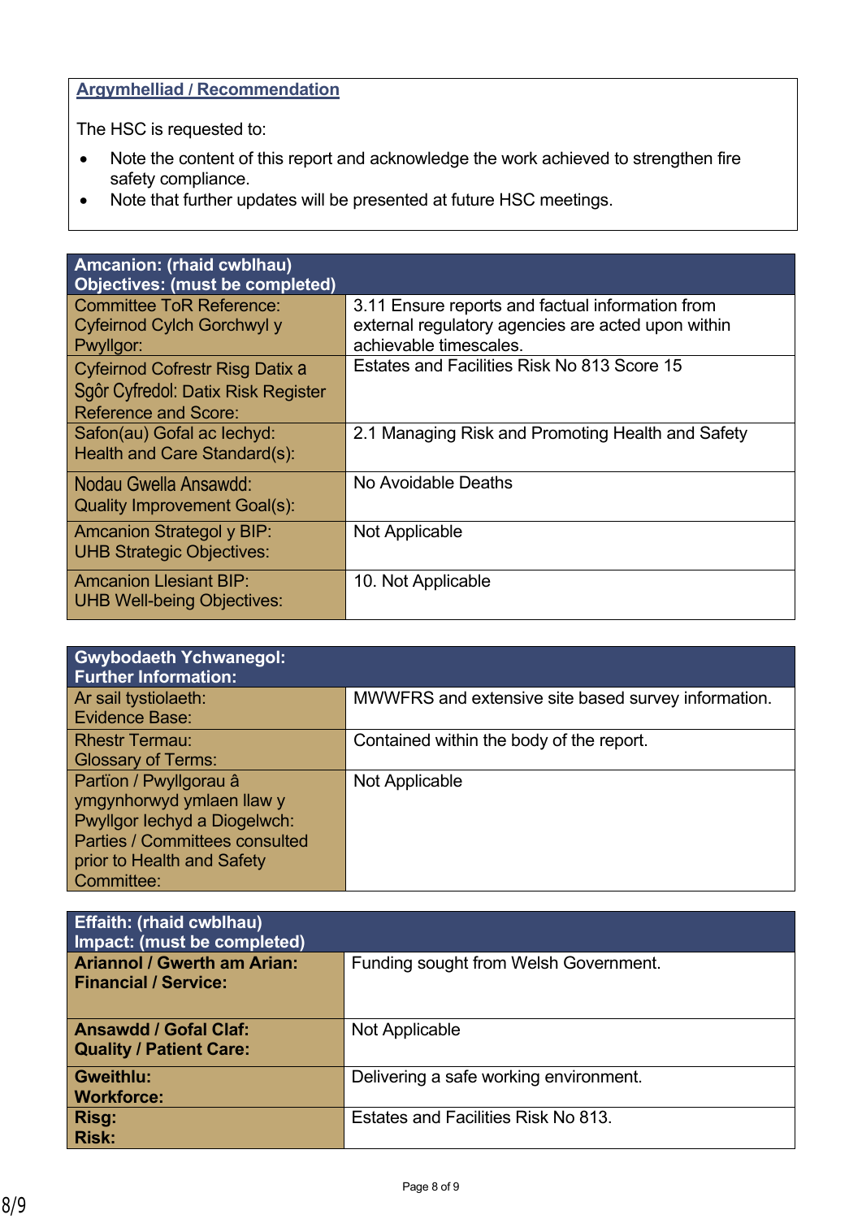**Argymhelliad / Recommendation**

The HSC is requested to:

- Note the content of this report and acknowledge the work achieved to strengthen fire safety compliance.
- Note that further updates will be presented at future HSC meetings.

| Amcanion: (rhaid cwblhau) Objectives: (must be completed) | |
|---|---|
| Committee ToR Reference: Cyfeirnod Cylch Gorchwyl y Pwyllgor: | 3.11 Ensure reports and factual information from external regulatory agencies are acted upon within achievable timescales. |
| Cyfeirnod Cofrestr Risg Datix a Sgôr Cyfredol: Datix Risk Register Reference and Score: | Estates and Facilities Risk No 813 Score 15 |
| Safon(au) Gofal ac Iechyd: Health and Care Standard(s): | 2.1 Managing Risk and Promoting Health and Safety |
| Nodau Gwella Ansawdd: Quality Improvement Goal(s): | No Avoidable Deaths |
| Amcanion Strategol y BIP: UHB Strategic Objectives: | Not Applicable |
| Amcanion Llesiant BIP: UHB Well-being Objectives: | 10. Not Applicable |

| Gwybodaeth Ychwanegol: Further Information: | |
|---|---|
| Ar sail tystiolaeth: Evidence Base: | MWWFRS and extensive site based survey information. |
| Rhestr Termau: Glossary of Terms: | Contained within the body of the report. |
| Partïon / Pwyllgorau â ymgynhorwyd ymlaen llaw y Pwyllgor Iechyd a Diogelwch: Parties / Committees consulted prior to Health and Safety Committee: | Not Applicable |

| Effaith: (rhaid cwblhau) Impact: (must be completed) | |
|---|---|
| **Ariannol / Gwerth am Arian: Financial / Service:** | Funding sought from Welsh Government. |
| **Ansawdd / Gofal Claf: Quality / Patient Care:** | Not Applicable |
| **Gweithlu: Workforce:** | Delivering a safe working environment. |
| **Risg: Risk:** | Estates and Facilities Risk No 813. |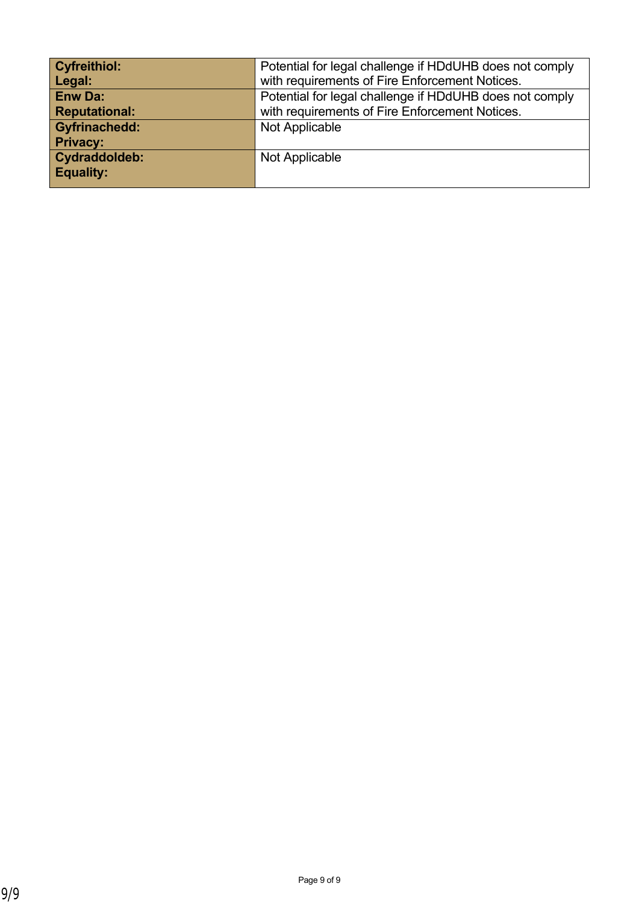| | |
|---|---|
| **Cyfreithiol:**<br>**Legal:** | Potential for legal challenge if HDdUHB does not comply with requirements of Fire Enforcement Notices. |
| **Enw Da:**<br>**Reputational:** | Potential for legal challenge if HDdUHB does not comply with requirements of Fire Enforcement Notices. |
| **Gyfrinachedd:**<br>**Privacy:** | Not Applicable |
| **Cydraddoldeb:**<br>**Equality:** | Not Applicable |